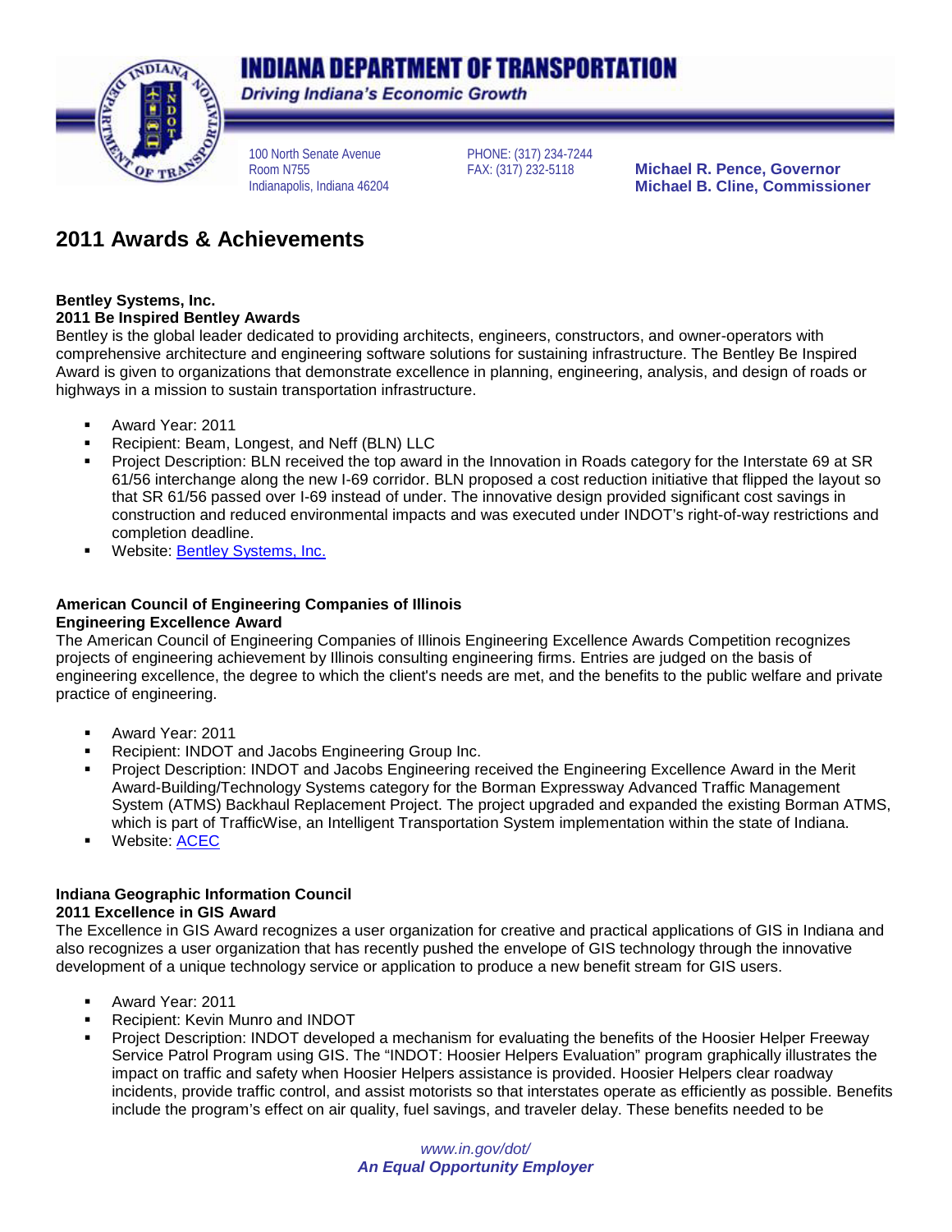# INDIANA DEPARTMENT OF TRANSPORTATION

*Driving Indiana's Economic Growth*

100 North Senate Avenue
Room N755
Indianapolis, Indiana 46204

PHONE: (317) 234-7244
FAX: (317) 232-5118

**Michael R. Pence, Governor**
**Michael B. Cline, Commissioner**

## 2011 Awards & Achievements

**Bentley Systems, Inc.**
**2011 Be Inspired Bentley Awards**

Bentley is the global leader dedicated to providing architects, engineers, constructors, and owner-operators with comprehensive architecture and engineering software solutions for sustaining infrastructure. The Bentley Be Inspired Award is given to organizations that demonstrate excellence in planning, engineering, analysis, and design of roads or highways in a mission to sustain transportation infrastructure.

- Award Year: 2011
- Recipient: Beam, Longest, and Neff (BLN) LLC
- Project Description: BLN received the top award in the Innovation in Roads category for the Interstate 69 at SR 61/56 interchange along the new I-69 corridor. BLN proposed a cost reduction initiative that flipped the layout so that SR 61/56 passed over I-69 instead of under. The innovative design provided significant cost savings in construction and reduced environmental impacts and was executed under INDOT's right-of-way restrictions and completion deadline.
- Website: Bentley Systems, Inc.

**American Council of Engineering Companies of Illinois**
**Engineering Excellence Award**

The American Council of Engineering Companies of Illinois Engineering Excellence Awards Competition recognizes projects of engineering achievement by Illinois consulting engineering firms. Entries are judged on the basis of engineering excellence, the degree to which the client's needs are met, and the benefits to the public welfare and private practice of engineering.

- Award Year: 2011
- Recipient: INDOT and Jacobs Engineering Group Inc.
- Project Description: INDOT and Jacobs Engineering received the Engineering Excellence Award in the Merit Award-Building/Technology Systems category for the Borman Expressway Advanced Traffic Management System (ATMS) Backhaul Replacement Project. The project upgraded and expanded the existing Borman ATMS, which is part of TrafficWise, an Intelligent Transportation System implementation within the state of Indiana.
- Website: ACEC

**Indiana Geographic Information Council**
**2011 Excellence in GIS Award**

The Excellence in GIS Award recognizes a user organization for creative and practical applications of GIS in Indiana and also recognizes a user organization that has recently pushed the envelope of GIS technology through the innovative development of a unique technology service or application to produce a new benefit stream for GIS users.

- Award Year: 2011
- Recipient: Kevin Munro and INDOT
- Project Description: INDOT developed a mechanism for evaluating the benefits of the Hoosier Helper Freeway Service Patrol Program using GIS. The "INDOT: Hoosier Helpers Evaluation" program graphically illustrates the impact on traffic and safety when Hoosier Helpers assistance is provided. Hoosier Helpers clear roadway incidents, provide traffic control, and assist motorists so that interstates operate as efficiently as possible. Benefits include the program's effect on air quality, fuel savings, and traveler delay. These benefits needed to be

*www.in.gov/dot/*
***An Equal Opportunity Employer***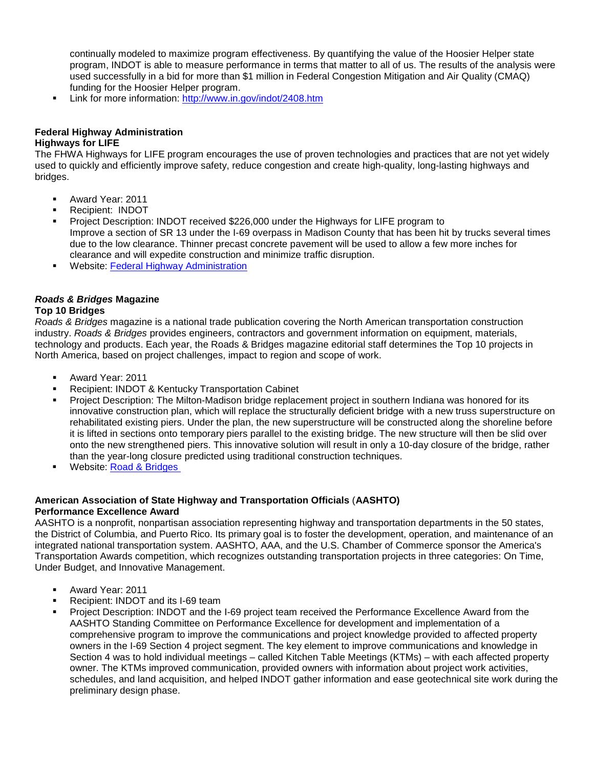continually modeled to maximize program effectiveness. By quantifying the value of the Hoosier Helper state program, INDOT is able to measure performance in terms that matter to all of us. The results of the analysis were used successfully in a bid for more than $1 million in Federal Congestion Mitigation and Air Quality (CMAQ) funding for the Hoosier Helper program.

- Link for more information: http://www.in.gov/indot/2408.htm

**Federal Highway Administration**
**Highways for LIFE**

The FHWA Highways for LIFE program encourages the use of proven technologies and practices that are not yet widely used to quickly and efficiently improve safety, reduce congestion and create high-quality, long-lasting highways and bridges.

- Award Year: 2011
- Recipient: INDOT
- Project Description: INDOT received $226,000 under the Highways for LIFE program to Improve a section of SR 13 under the I-69 overpass in Madison County that has been hit by trucks several times due to the low clearance. Thinner precast concrete pavement will be used to allow a few more inches for clearance and will expedite construction and minimize traffic disruption.
- Website: Federal Highway Administration

***Roads & Bridges* Magazine**
**Top 10 Bridges**

*Roads & Bridges* magazine is a national trade publication covering the North American transportation construction industry. *Roads & Bridges* provides engineers, contractors and government information on equipment, materials, technology and products. Each year, the Roads & Bridges magazine editorial staff determines the Top 10 projects in North America, based on project challenges, impact to region and scope of work.

- Award Year: 2011
- Recipient: INDOT & Kentucky Transportation Cabinet
- Project Description: The Milton-Madison bridge replacement project in southern Indiana was honored for its innovative construction plan, which will replace the structurally deficient bridge with a new truss superstructure on rehabilitated existing piers. Under the plan, the new superstructure will be constructed along the shoreline before it is lifted in sections onto temporary piers parallel to the existing bridge. The new structure will then be slid over onto the new strengthened piers. This innovative solution will result in only a 10-day closure of the bridge, rather than the year-long closure predicted using traditional construction techniques.
- Website: Road & Bridges

**American Association of State Highway and Transportation Officials (AASHTO)**
**Performance Excellence Award**

AASHTO is a nonprofit, nonpartisan association representing highway and transportation departments in the 50 states, the District of Columbia, and Puerto Rico. Its primary goal is to foster the development, operation, and maintenance of an integrated national transportation system. AASHTO, AAA, and the U.S. Chamber of Commerce sponsor the America's Transportation Awards competition, which recognizes outstanding transportation projects in three categories: On Time, Under Budget, and Innovative Management.

- Award Year: 2011
- Recipient: INDOT and its I-69 team
- Project Description: INDOT and the I-69 project team received the Performance Excellence Award from the AASHTO Standing Committee on Performance Excellence for development and implementation of a comprehensive program to improve the communications and project knowledge provided to affected property owners in the I-69 Section 4 project segment. The key element to improve communications and knowledge in Section 4 was to hold individual meetings – called Kitchen Table Meetings (KTMs) – with each affected property owner. The KTMs improved communication, provided owners with information about project work activities, schedules, and land acquisition, and helped INDOT gather information and ease geotechnical site work during the preliminary design phase.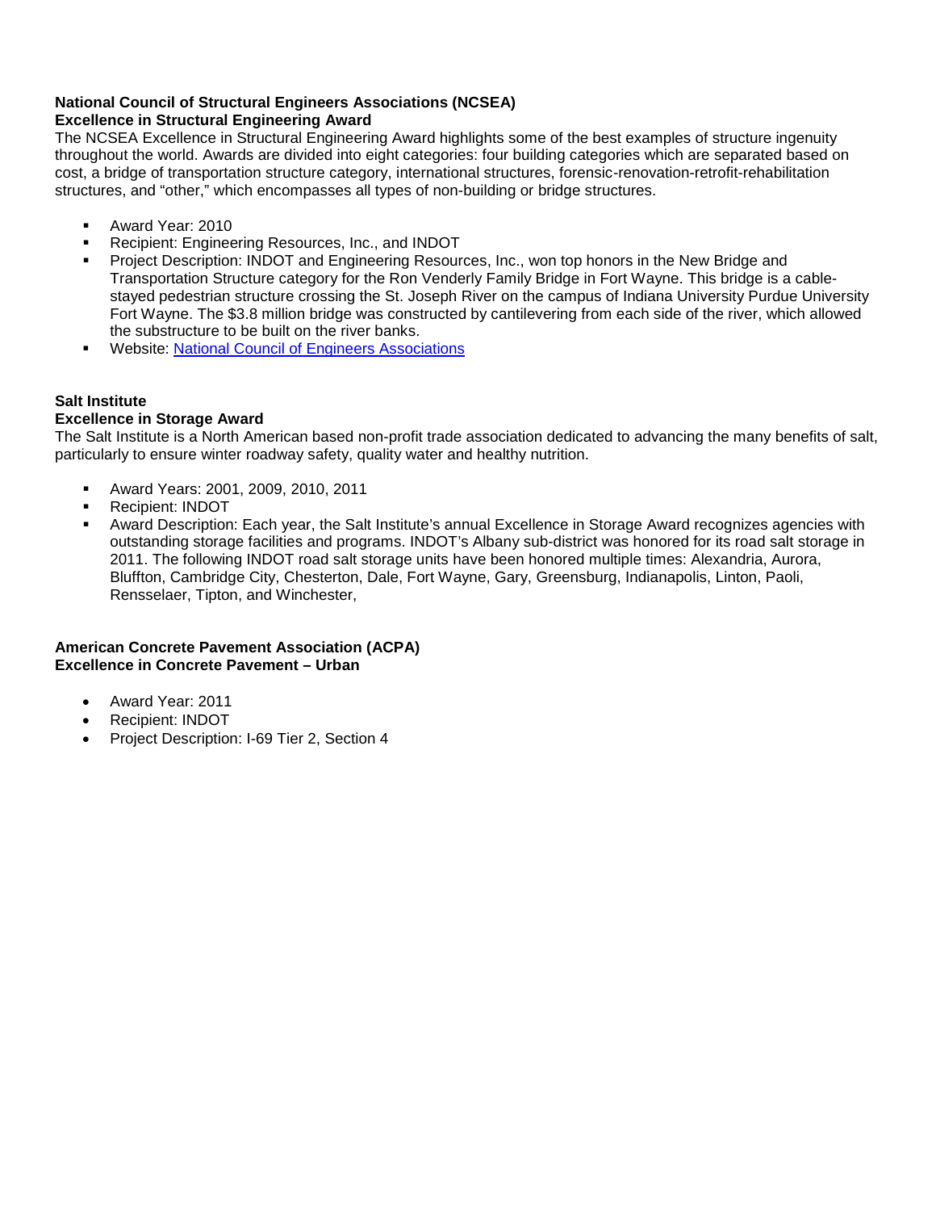**National Council of Structural Engineers Associations (NCSEA)**
**Excellence in Structural Engineering Award**

The NCSEA Excellence in Structural Engineering Award highlights some of the best examples of structure ingenuity throughout the world. Awards are divided into eight categories: four building categories which are separated based on cost, a bridge of transportation structure category, international structures, forensic-renovation-retrofit-rehabilitation structures, and "other," which encompasses all types of non-building or bridge structures.

- Award Year: 2010
- Recipient: Engineering Resources, Inc., and INDOT
- Project Description: INDOT and Engineering Resources, Inc., won top honors in the New Bridge and Transportation Structure category for the Ron Venderly Family Bridge in Fort Wayne. This bridge is a cable-stayed pedestrian structure crossing the St. Joseph River on the campus of Indiana University Purdue University Fort Wayne. The $3.8 million bridge was constructed by cantilevering from each side of the river, which allowed the substructure to be built on the river banks.
- Website: National Council of Engineers Associations

**Salt Institute**
**Excellence in Storage Award**

The Salt Institute is a North American based non-profit trade association dedicated to advancing the many benefits of salt, particularly to ensure winter roadway safety, quality water and healthy nutrition.

- Award Years: 2001, 2009, 2010, 2011
- Recipient: INDOT
- Award Description: Each year, the Salt Institute's annual Excellence in Storage Award recognizes agencies with outstanding storage facilities and programs. INDOT's Albany sub-district was honored for its road salt storage in 2011. The following INDOT road salt storage units have been honored multiple times: Alexandria, Aurora, Bluffton, Cambridge City, Chesterton, Dale, Fort Wayne, Gary, Greensburg, Indianapolis, Linton, Paoli, Rensselaer, Tipton, and Winchester,

**American Concrete Pavement Association (ACPA)**
**Excellence in Concrete Pavement – Urban**

- Award Year: 2011
- Recipient: INDOT
- Project Description: I-69 Tier 2, Section 4